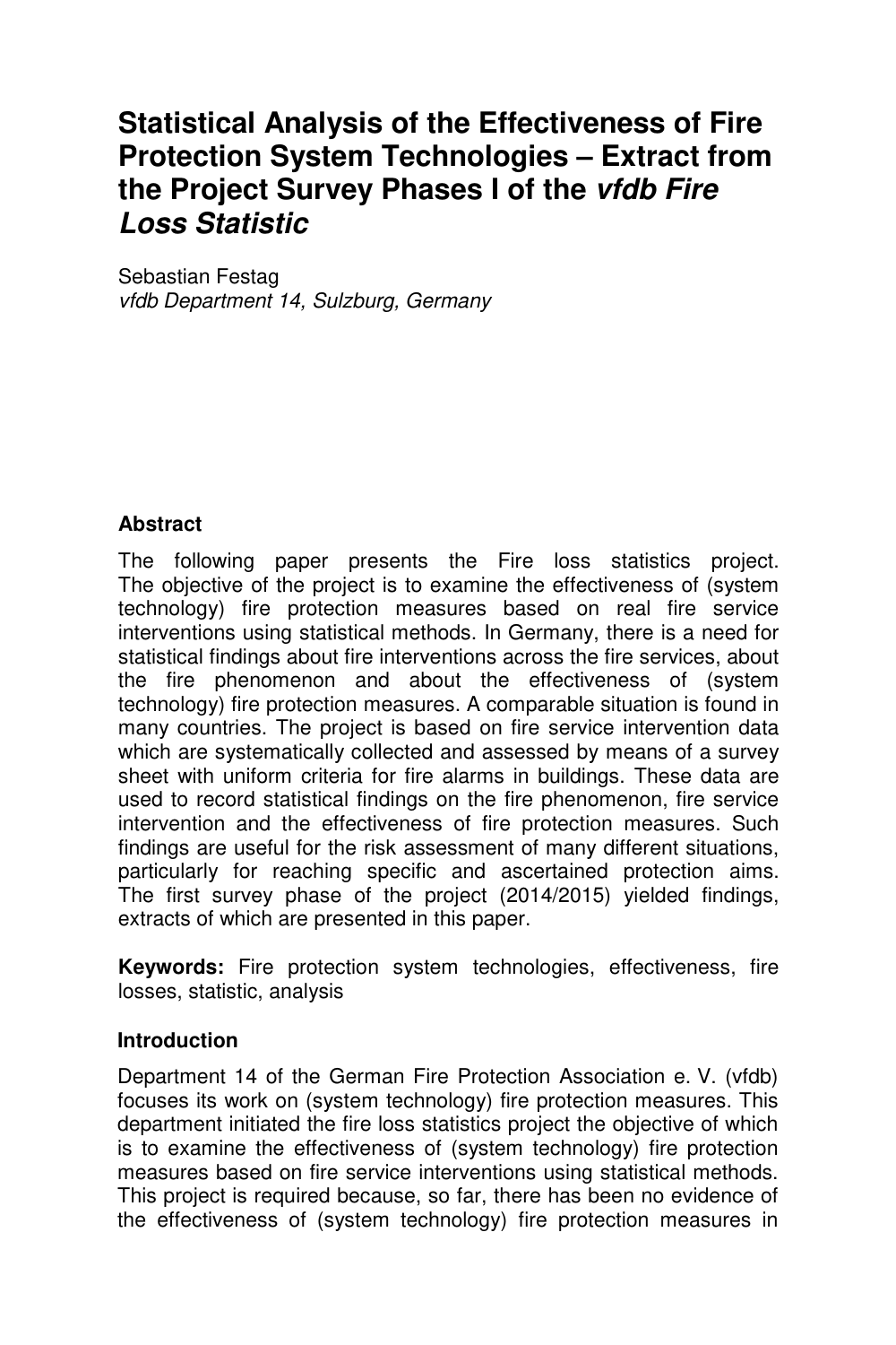# Statistical Analysis of the Effectiveness of Fire Protection System Technologies – Extract from the Project Survey Phases I of the *vfdb Fire Loss Statistic*

Sebastian Festag
*vfdb Department 14, Sulzburg, Germany*

## Abstract

The following paper presents the Fire loss statistics project. The objective of the project is to examine the effectiveness of (system technology) fire protection measures based on real fire service interventions using statistical methods. In Germany, there is a need for statistical findings about fire interventions across the fire services, about the fire phenomenon and about the effectiveness of (system technology) fire protection measures. A comparable situation is found in many countries. The project is based on fire service intervention data which are systematically collected and assessed by means of a survey sheet with uniform criteria for fire alarms in buildings. These data are used to record statistical findings on the fire phenomenon, fire service intervention and the effectiveness of fire protection measures. Such findings are useful for the risk assessment of many different situations, particularly for reaching specific and ascertained protection aims. The first survey phase of the project (2014/2015) yielded findings, extracts of which are presented in this paper.

**Keywords:** Fire protection system technologies, effectiveness, fire losses, statistic, analysis

## Introduction

Department 14 of the German Fire Protection Association e. V. (vfdb) focuses its work on (system technology) fire protection measures. This department initiated the fire loss statistics project the objective of which is to examine the effectiveness of (system technology) fire protection measures based on fire service interventions using statistical methods. This project is required because, so far, there has been no evidence of the effectiveness of (system technology) fire protection measures in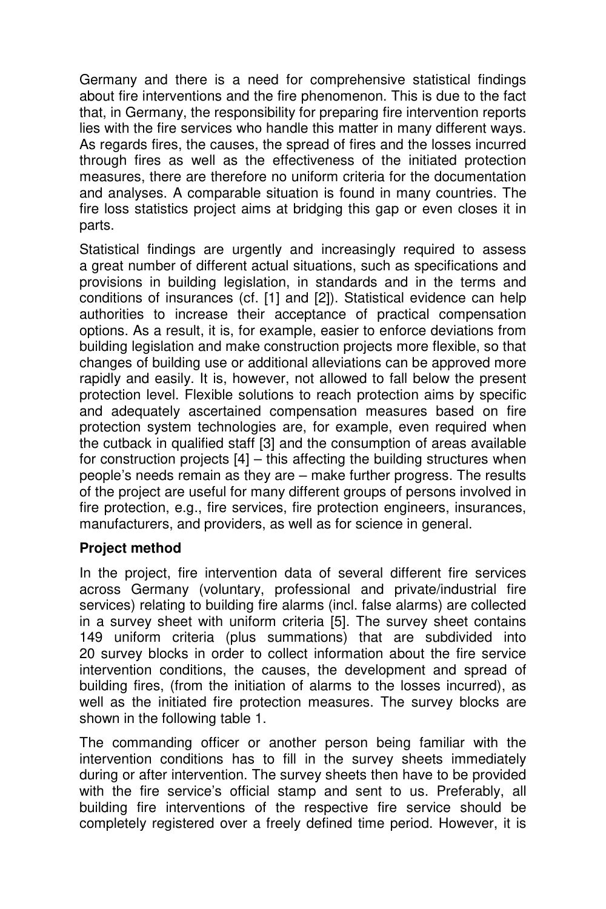Germany and there is a need for comprehensive statistical findings about fire interventions and the fire phenomenon. This is due to the fact that, in Germany, the responsibility for preparing fire intervention reports lies with the fire services who handle this matter in many different ways. As regards fires, the causes, the spread of fires and the losses incurred through fires as well as the effectiveness of the initiated protection measures, there are therefore no uniform criteria for the documentation and analyses. A comparable situation is found in many countries. The fire loss statistics project aims at bridging this gap or even closes it in parts.

Statistical findings are urgently and increasingly required to assess a great number of different actual situations, such as specifications and provisions in building legislation, in standards and in the terms and conditions of insurances (cf. [1] and [2]). Statistical evidence can help authorities to increase their acceptance of practical compensation options. As a result, it is, for example, easier to enforce deviations from building legislation and make construction projects more flexible, so that changes of building use or additional alleviations can be approved more rapidly and easily. It is, however, not allowed to fall below the present protection level. Flexible solutions to reach protection aims by specific and adequately ascertained compensation measures based on fire protection system technologies are, for example, even required when the cutback in qualified staff [3] and the consumption of areas available for construction projects [4] – this affecting the building structures when people's needs remain as they are – make further progress. The results of the project are useful for many different groups of persons involved in fire protection, e.g., fire services, fire protection engineers, insurances, manufacturers, and providers, as well as for science in general.

**Project method**

In the project, fire intervention data of several different fire services across Germany (voluntary, professional and private/industrial fire services) relating to building fire alarms (incl. false alarms) are collected in a survey sheet with uniform criteria [5]. The survey sheet contains 149 uniform criteria (plus summations) that are subdivided into 20 survey blocks in order to collect information about the fire service intervention conditions, the causes, the development and spread of building fires, (from the initiation of alarms to the losses incurred), as well as the initiated fire protection measures. The survey blocks are shown in the following table 1.

The commanding officer or another person being familiar with the intervention conditions has to fill in the survey sheets immediately during or after intervention. The survey sheets then have to be provided with the fire service's official stamp and sent to us. Preferably, all building fire interventions of the respective fire service should be completely registered over a freely defined time period. However, it is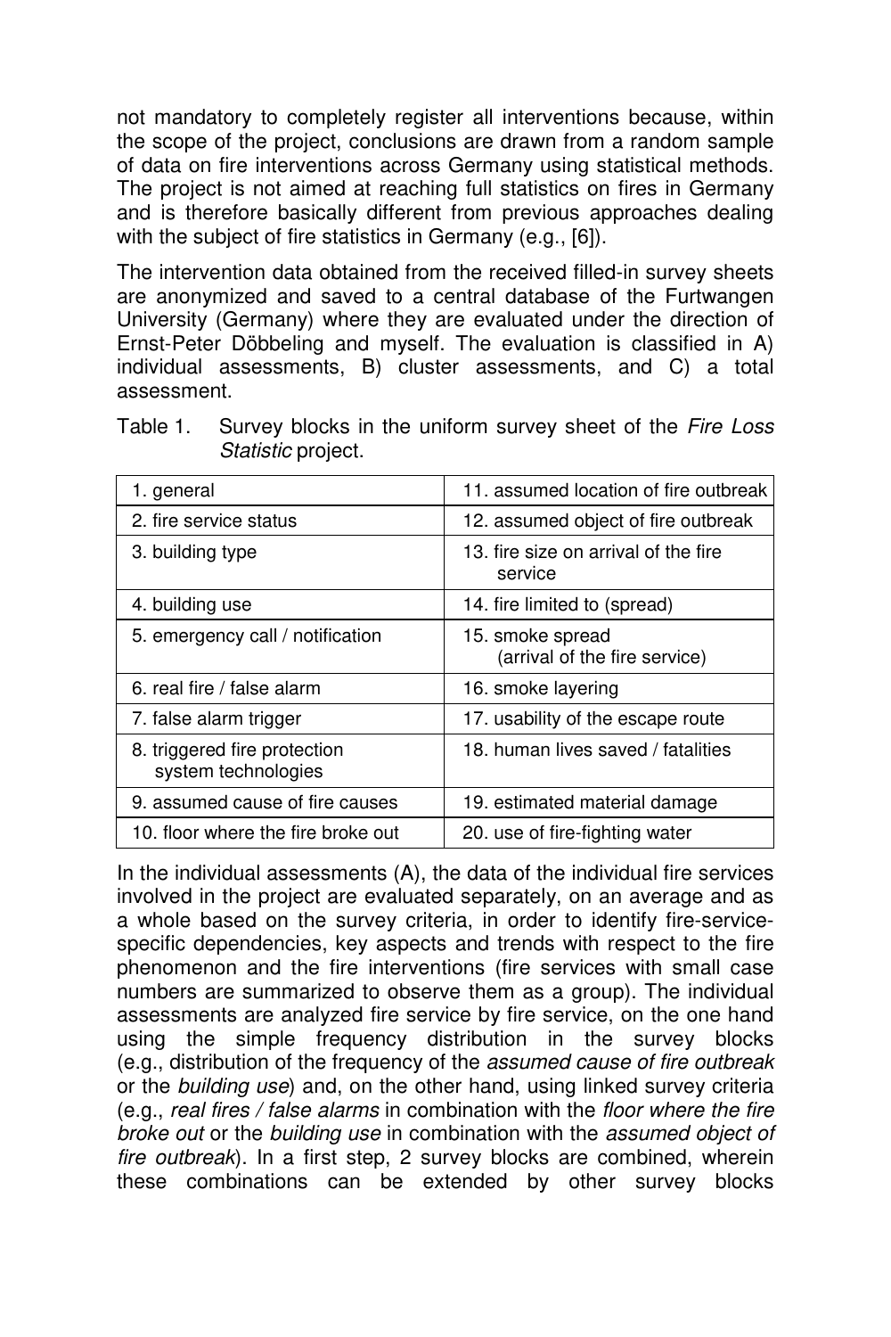not mandatory to completely register all interventions because, within the scope of the project, conclusions are drawn from a random sample of data on fire interventions across Germany using statistical methods. The project is not aimed at reaching full statistics on fires in Germany and is therefore basically different from previous approaches dealing with the subject of fire statistics in Germany (e.g., [6]).

The intervention data obtained from the received filled-in survey sheets are anonymized and saved to a central database of the Furtwangen University (Germany) where they are evaluated under the direction of Ernst-Peter Döbbeling and myself. The evaluation is classified in A) individual assessments, B) cluster assessments, and C) a total assessment.

Table 1. Survey blocks in the uniform survey sheet of the *Fire Loss Statistic* project.

| | |
|---|---|
| 1. general | 11. assumed location of fire outbreak |
| 2. fire service status | 12. assumed object of fire outbreak |
| 3. building type | 13. fire size on arrival of the fire service |
| 4. building use | 14. fire limited to (spread) |
| 5. emergency call / notification | 15. smoke spread (arrival of the fire service) |
| 6. real fire / false alarm | 16. smoke layering |
| 7. false alarm trigger | 17. usability of the escape route |
| 8. triggered fire protection system technologies | 18. human lives saved / fatalities |
| 9. assumed cause of fire causes | 19. estimated material damage |
| 10. floor where the fire broke out | 20. use of fire-fighting water |

In the individual assessments (A), the data of the individual fire services involved in the project are evaluated separately, on an average and as a whole based on the survey criteria, in order to identify fire-service-specific dependencies, key aspects and trends with respect to the fire phenomenon and the fire interventions (fire services with small case numbers are summarized to observe them as a group). The individual assessments are analyzed fire service by fire service, on the one hand using the simple frequency distribution in the survey blocks (e.g., distribution of the frequency of the *assumed cause of fire outbreak* or the *building use*) and, on the other hand, using linked survey criteria (e.g., *real fires / false alarms* in combination with the *floor where the fire broke out* or the *building use* in combination with the *assumed object of fire outbreak*). In a first step, 2 survey blocks are combined, wherein these combinations can be extended by other survey blocks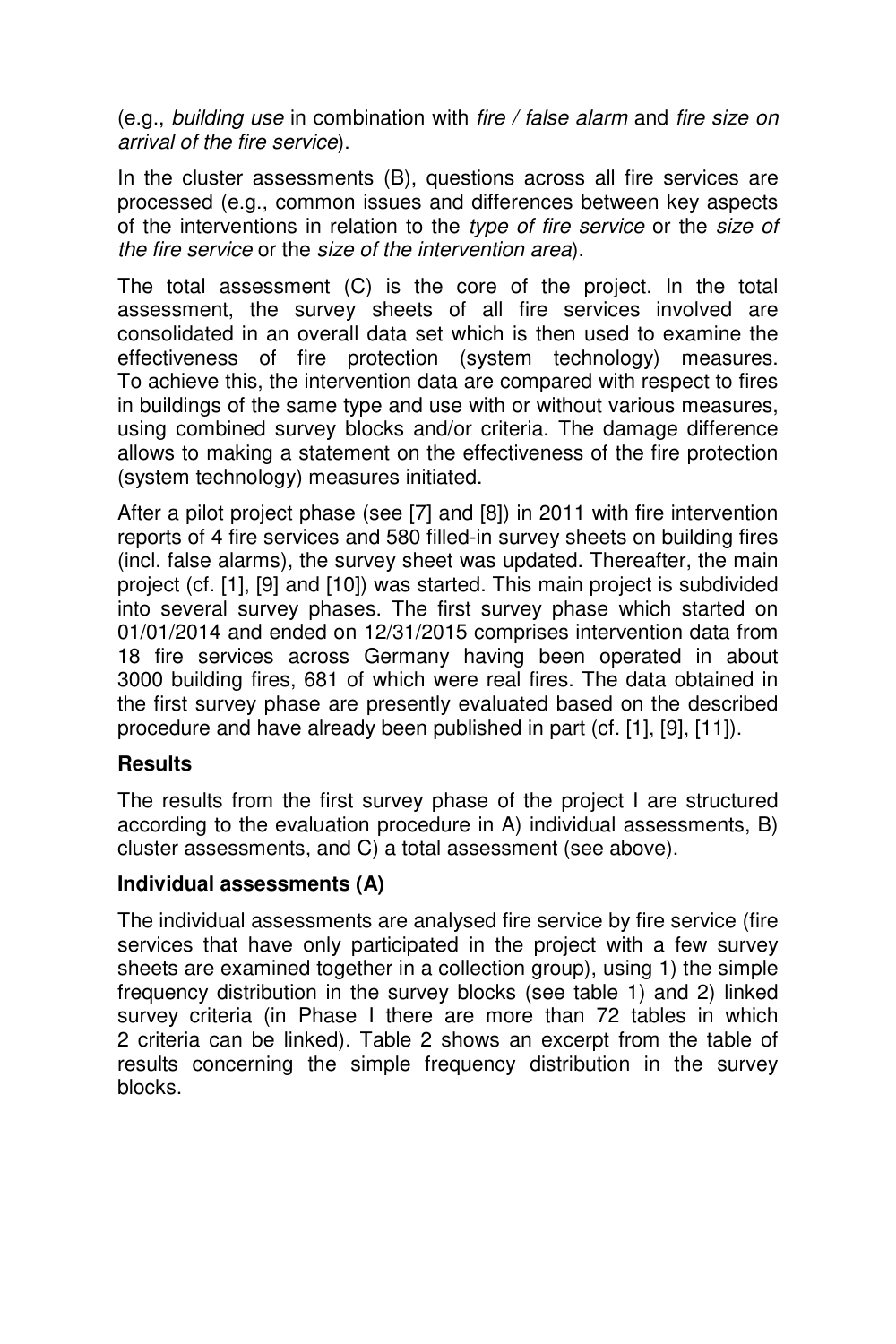(e.g., *building use* in combination with *fire / false alarm* and *fire size on arrival of the fire service*).

In the cluster assessments (B), questions across all fire services are processed (e.g., common issues and differences between key aspects of the interventions in relation to the *type of fire service* or the *size of the fire service* or the *size of the intervention area*).

The total assessment (C) is the core of the project. In the total assessment, the survey sheets of all fire services involved are consolidated in an overall data set which is then used to examine the effectiveness of fire protection (system technology) measures. To achieve this, the intervention data are compared with respect to fires in buildings of the same type and use with or without various measures, using combined survey blocks and/or criteria. The damage difference allows to making a statement on the effectiveness of the fire protection (system technology) measures initiated.

After a pilot project phase (see [7] and [8]) in 2011 with fire intervention reports of 4 fire services and 580 filled-in survey sheets on building fires (incl. false alarms), the survey sheet was updated. Thereafter, the main project (cf. [1], [9] and [10]) was started. This main project is subdivided into several survey phases. The first survey phase which started on 01/01/2014 and ended on 12/31/2015 comprises intervention data from 18 fire services across Germany having been operated in about 3000 building fires, 681 of which were real fires. The data obtained in the first survey phase are presently evaluated based on the described procedure and have already been published in part (cf. [1], [9], [11]).

## Results

The results from the first survey phase of the project I are structured according to the evaluation procedure in A) individual assessments, B) cluster assessments, and C) a total assessment (see above).

### Individual assessments (A)

The individual assessments are analysed fire service by fire service (fire services that have only participated in the project with a few survey sheets are examined together in a collection group), using 1) the simple frequency distribution in the survey blocks (see table 1) and 2) linked survey criteria (in Phase I there are more than 72 tables in which 2 criteria can be linked). Table 2 shows an excerpt from the table of results concerning the simple frequency distribution in the survey blocks.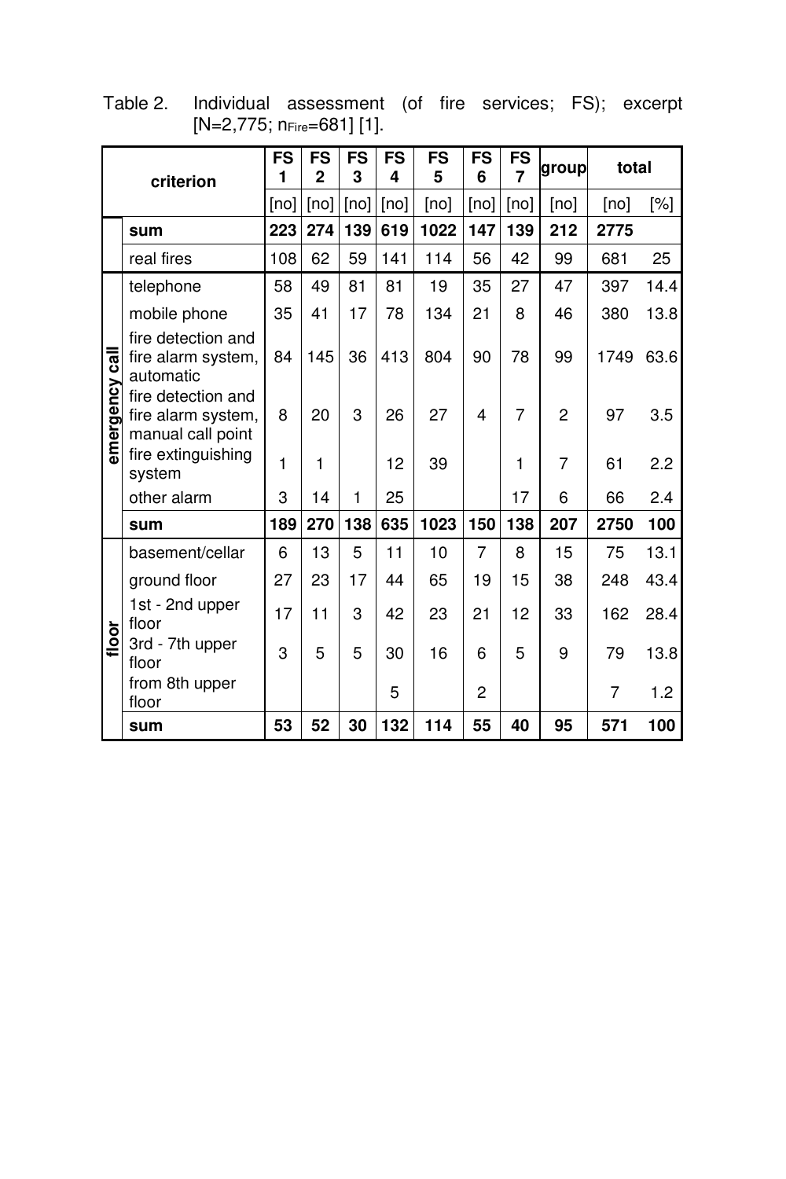Table 2. Individual assessment (of fire services; FS); excerpt [N=2,775; $n_{Fire}$=681] [1].

| | criterion | FS 1 | FS 2 | FS 3 | FS 4 | FS 5 | FS 6 | FS 7 | group | total | |
|---|---|---|---|---|---|---|---|---|---|---|---|
| | | [no] | [no] | [no] | [no] | [no] | [no] | [no] | [no] | [no] | [%] |
| | **sum** | **223** | **274** | **139** | **619** | **1022** | **147** | **139** | **212** | **2775** | |
| | real fires | 108 | 62 | 59 | 141 | 114 | 56 | 42 | 99 | 681 | 25 |
| **emergency call** | telephone | 58 | 49 | 81 | 81 | 19 | 35 | 27 | 47 | 397 | 14.4 |
| | mobile phone | 35 | 41 | 17 | 78 | 134 | 21 | 8 | 46 | 380 | 13.8 |
| | fire detection and fire alarm system, automatic | 84 | 145 | 36 | 413 | 804 | 90 | 78 | 99 | 1749 | 63.6 |
| | fire detection and fire alarm system, manual call point | 8 | 20 | 3 | 26 | 27 | 4 | 7 | 2 | 97 | 3.5 |
| | fire extinguishing system | 1 | 1 | | 12 | 39 | | 1 | 7 | 61 | 2.2 |
| | other alarm | 3 | 14 | 1 | 25 | | | 17 | 6 | 66 | 2.4 |
| | **sum** | **189** | **270** | **138** | **635** | **1023** | **150** | **138** | **207** | **2750** | **100** |
| **floor** | basement/cellar | 6 | 13 | 5 | 11 | 10 | 7 | 8 | 15 | 75 | 13.1 |
| | ground floor | 27 | 23 | 17 | 44 | 65 | 19 | 15 | 38 | 248 | 43.4 |
| | 1st - 2nd upper floor | 17 | 11 | 3 | 42 | 23 | 21 | 12 | 33 | 162 | 28.4 |
| | 3rd - 7th upper floor | 3 | 5 | 5 | 30 | 16 | 6 | 5 | 9 | 79 | 13.8 |
| | from 8th upper floor | | | | 5 | | 2 | | | 7 | 1.2 |
| | **sum** | **53** | **52** | **30** | **132** | **114** | **55** | **40** | **95** | **571** | **100** |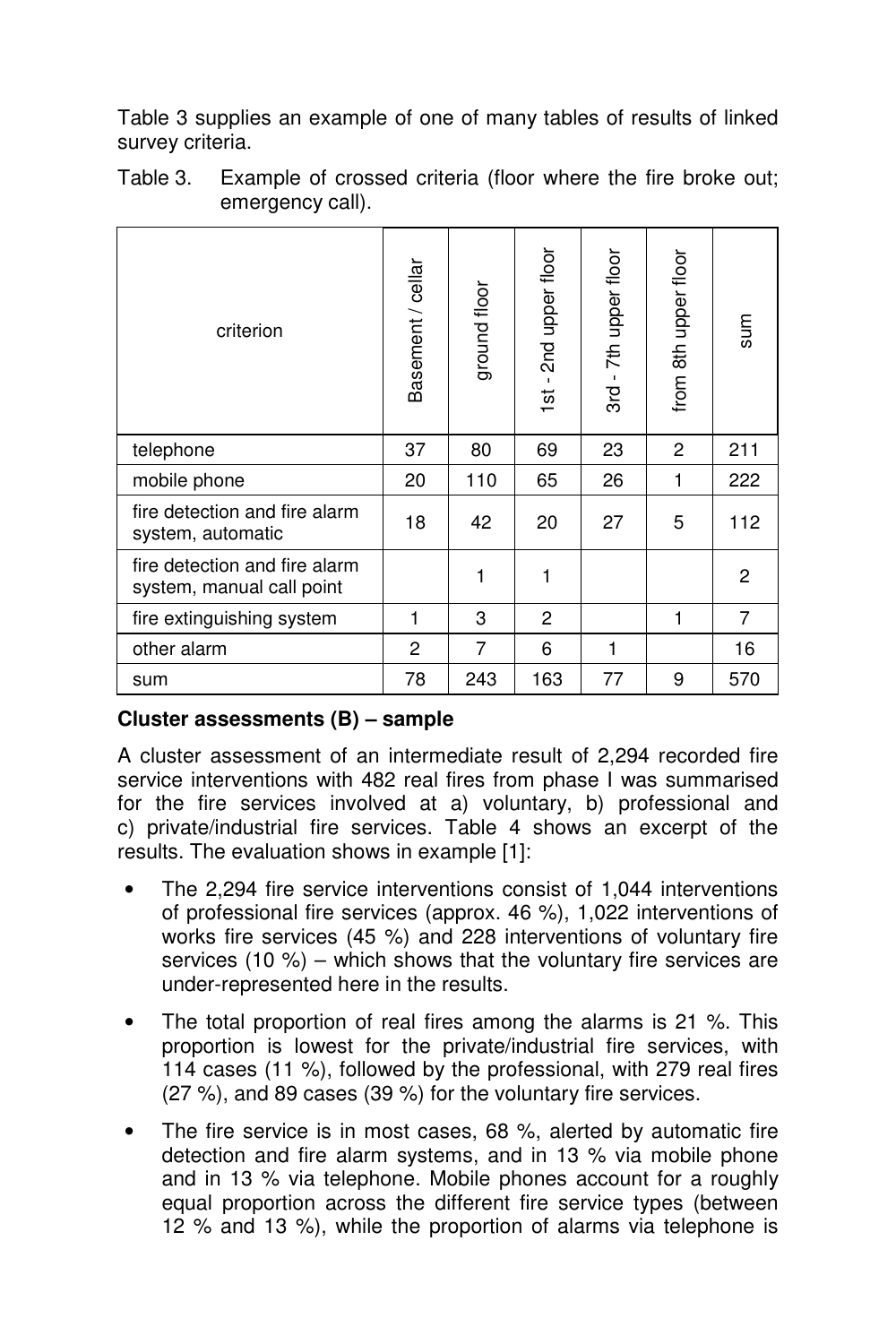Table 3 supplies an example of one of many tables of results of linked survey criteria.

Table 3. Example of crossed criteria (floor where the fire broke out; emergency call).

| criterion | Basement / cellar | ground floor | 1st - 2nd upper floor | 3rd - 7th upper floor | from 8th upper floor | sum |
|---|---|---|---|---|---|---|
| telephone | 37 | 80 | 69 | 23 | 2 | 211 |
| mobile phone | 20 | 110 | 65 | 26 | 1 | 222 |
| fire detection and fire alarm system, automatic | 18 | 42 | 20 | 27 | 5 | 112 |
| fire detection and fire alarm system, manual call point | | 1 | 1 | | | 2 |
| fire extinguishing system | 1 | 3 | 2 | | 1 | 7 |
| other alarm | 2 | 7 | 6 | 1 | | 16 |
| sum | 78 | 243 | 163 | 77 | 9 | 570 |

**Cluster assessments (B) – sample**

A cluster assessment of an intermediate result of 2,294 recorded fire service interventions with 482 real fires from phase I was summarised for the fire services involved at a) voluntary, b) professional and c) private/industrial fire services. Table 4 shows an excerpt of the results. The evaluation shows in example [1]:

- The 2,294 fire service interventions consist of 1,044 interventions of professional fire services (approx. 46 %), 1,022 interventions of works fire services (45 %) and 228 interventions of voluntary fire services (10 %) – which shows that the voluntary fire services are under-represented here in the results.
- The total proportion of real fires among the alarms is 21 %. This proportion is lowest for the private/industrial fire services, with 114 cases (11 %), followed by the professional, with 279 real fires (27 %), and 89 cases (39 %) for the voluntary fire services.
- The fire service is in most cases, 68 %, alerted by automatic fire detection and fire alarm systems, and in 13 % via mobile phone and in 13 % via telephone. Mobile phones account for a roughly equal proportion across the different fire service types (between 12 % and 13 %), while the proportion of alarms via telephone is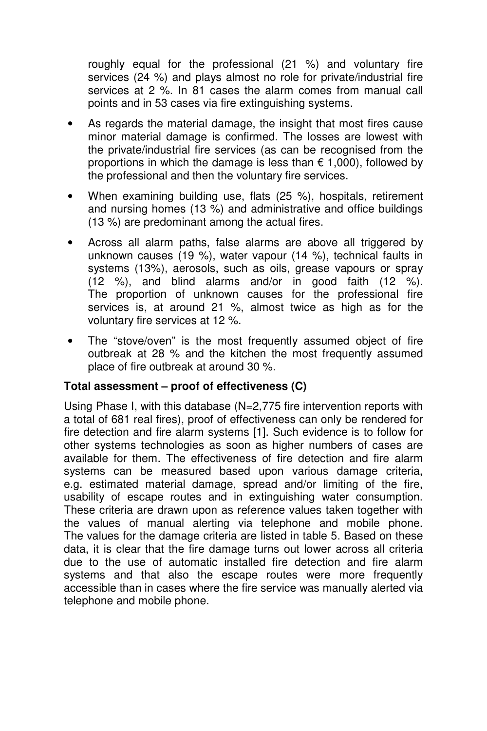roughly equal for the professional (21 %) and voluntary fire services (24 %) and plays almost no role for private/industrial fire services at 2 %. In 81 cases the alarm comes from manual call points and in 53 cases via fire extinguishing systems.

- As regards the material damage, the insight that most fires cause minor material damage is confirmed. The losses are lowest with the private/industrial fire services (as can be recognised from the proportions in which the damage is less than € 1,000), followed by the professional and then the voluntary fire services.
- When examining building use, flats (25 %), hospitals, retirement and nursing homes (13 %) and administrative and office buildings (13 %) are predominant among the actual fires.
- Across all alarm paths, false alarms are above all triggered by unknown causes (19 %), water vapour (14 %), technical faults in systems (13%), aerosols, such as oils, grease vapours or spray (12 %), and blind alarms and/or in good faith (12 %). The proportion of unknown causes for the professional fire services is, at around 21 %, almost twice as high as for the voluntary fire services at 12 %.
- The "stove/oven" is the most frequently assumed object of fire outbreak at 28 % and the kitchen the most frequently assumed place of fire outbreak at around 30 %.

**Total assessment – proof of effectiveness (C)**

Using Phase I, with this database (N=2,775 fire intervention reports with a total of 681 real fires), proof of effectiveness can only be rendered for fire detection and fire alarm systems [1]. Such evidence is to follow for other systems technologies as soon as higher numbers of cases are available for them. The effectiveness of fire detection and fire alarm systems can be measured based upon various damage criteria, e.g. estimated material damage, spread and/or limiting of the fire, usability of escape routes and in extinguishing water consumption. These criteria are drawn upon as reference values taken together with the values of manual alerting via telephone and mobile phone. The values for the damage criteria are listed in table 5. Based on these data, it is clear that the fire damage turns out lower across all criteria due to the use of automatic installed fire detection and fire alarm systems and that also the escape routes were more frequently accessible than in cases where the fire service was manually alerted via telephone and mobile phone.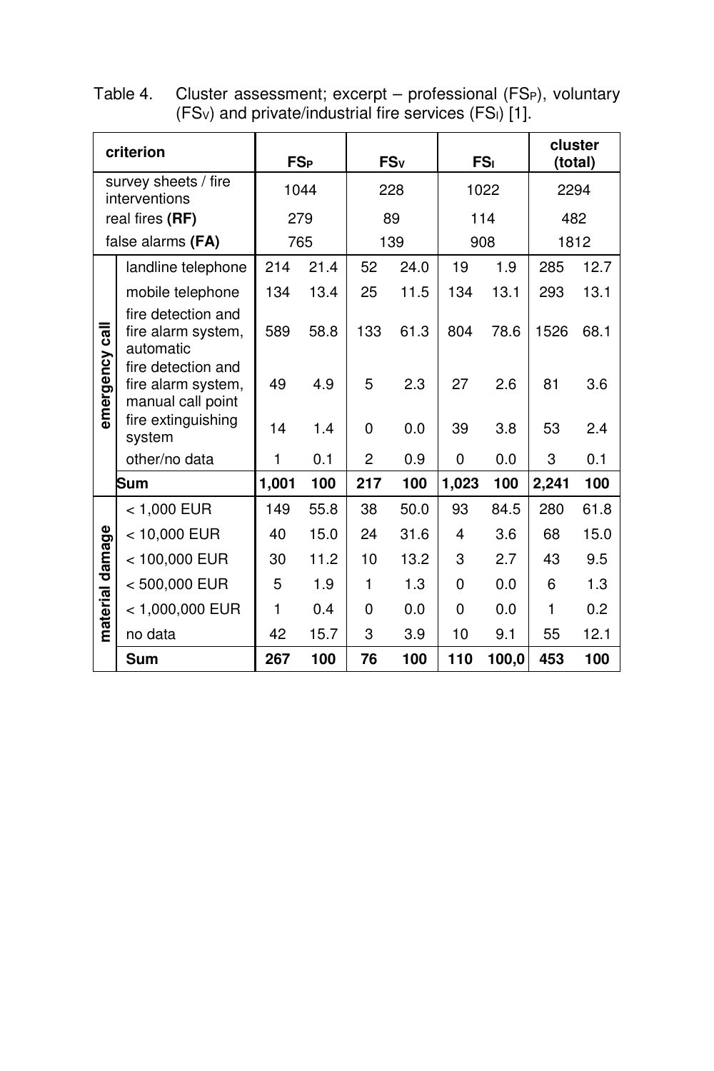Table 4. Cluster assessment; excerpt – professional ($FS_P$), voluntary ($FS_V$) and private/industrial fire services ($FS_I$) [1].

| criterion | | $FS_P$ | | $FS_V$ | | $FS_I$ | | cluster (total) | |
|---|---|---|---|---|---|---|---|---|---|
| survey sheets / fire interventions | | 1044 | | 228 | | 1022 | | 2294 | |
| real fires **(RF)** | | 279 | | 89 | | 114 | | 482 | |
| false alarms **(FA)** | | 765 | | 139 | | 908 | | 1812 | |
| emergency call | landline telephone | 214 | 21.4 | 52 | 24.0 | 19 | 1.9 | 285 | 12.7 |
| | mobile telephone | 134 | 13.4 | 25 | 11.5 | 134 | 13.1 | 293 | 13.1 |
| | fire detection and fire alarm system, automatic | 589 | 58.8 | 133 | 61.3 | 804 | 78.6 | 1526 | 68.1 |
| | fire detection and fire alarm system, manual call point | 49 | 4.9 | 5 | 2.3 | 27 | 2.6 | 81 | 3.6 |
| | fire extinguishing system | 14 | 1.4 | 0 | 0.0 | 39 | 3.8 | 53 | 2.4 |
| | other/no data | 1 | 0.1 | 2 | 0.9 | 0 | 0.0 | 3 | 0.1 |
| | **Sum** | **1,001** | **100** | **217** | **100** | **1,023** | **100** | **2,241** | **100** |
| material damage | < 1,000 EUR | 149 | 55.8 | 38 | 50.0 | 93 | 84.5 | 280 | 61.8 |
| | < 10,000 EUR | 40 | 15.0 | 24 | 31.6 | 4 | 3.6 | 68 | 15.0 |
| | < 100,000 EUR | 30 | 11.2 | 10 | 13.2 | 3 | 2.7 | 43 | 9.5 |
| | < 500,000 EUR | 5 | 1.9 | 1 | 1.3 | 0 | 0.0 | 6 | 1.3 |
| | < 1,000,000 EUR | 1 | 0.4 | 0 | 0.0 | 0 | 0.0 | 1 | 0.2 |
| | no data | 42 | 15.7 | 3 | 3.9 | 10 | 9.1 | 55 | 12.1 |
| | **Sum** | **267** | **100** | **76** | **100** | **110** | **100,0** | **453** | **100** |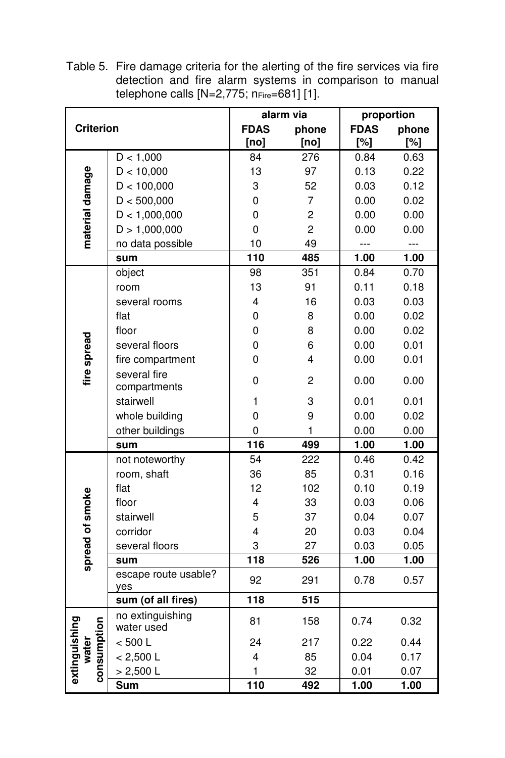Table 5. Fire damage criteria for the alerting of the fire services via fire detection and fire alarm systems in comparison to manual telephone calls [N=2,775; $n_{Fire}$=681] [1].

| Criterion | | alarm via | | proportion | |
|---|---|---|---|---|---|
| | | FDAS [no] | phone [no] | FDAS [%] | phone [%] |
| material damage | D < 1,000 | 84 | 276 | 0.84 | 0.63 |
| | D < 10,000 | 13 | 97 | 0.13 | 0.22 |
| | D < 100,000 | 3 | 52 | 0.03 | 0.12 |
| | D < 500,000 | 0 | 7 | 0.00 | 0.02 |
| | D < 1,000,000 | 0 | 2 | 0.00 | 0.00 |
| | D > 1,000,000 | 0 | 2 | 0.00 | 0.00 |
| | no data possible | 10 | 49 | --- | --- |
| | **sum** | **110** | **485** | **1.00** | **1.00** |
| fire spread | object | 98 | 351 | 0.84 | 0.70 |
| | room | 13 | 91 | 0.11 | 0.18 |
| | several rooms | 4 | 16 | 0.03 | 0.03 |
| | flat | 0 | 8 | 0.00 | 0.02 |
| | floor | 0 | 8 | 0.00 | 0.02 |
| | several floors | 0 | 6 | 0.00 | 0.01 |
| | fire compartment | 0 | 4 | 0.00 | 0.01 |
| | several fire compartments | 0 | 2 | 0.00 | 0.00 |
| | stairwell | 1 | 3 | 0.01 | 0.01 |
| | whole building | 0 | 9 | 0.00 | 0.02 |
| | other buildings | 0 | 1 | 0.00 | 0.00 |
| | **sum** | **116** | **499** | **1.00** | **1.00** |
| spread of smoke | not noteworthy | 54 | 222 | 0.46 | 0.42 |
| | room, shaft | 36 | 85 | 0.31 | 0.16 |
| | flat | 12 | 102 | 0.10 | 0.19 |
| | floor | 4 | 33 | 0.03 | 0.06 |
| | stairwell | 5 | 37 | 0.04 | 0.07 |
| | corridor | 4 | 20 | 0.03 | 0.04 |
| | several floors | 3 | 27 | 0.03 | 0.05 |
| | **sum** | **118** | **526** | **1.00** | **1.00** |
| | escape route usable? yes | 92 | 291 | 0.78 | 0.57 |
| | **sum (of all fires)** | **118** | **515** | | |
| extinguishing water consumption | no extinguishing water used | 81 | 158 | 0.74 | 0.32 |
| | < 500 L | 24 | 217 | 0.22 | 0.44 |
| | < 2,500 L | 4 | 85 | 0.04 | 0.17 |
| | > 2,500 L | 1 | 32 | 0.01 | 0.07 |
| | **Sum** | **110** | **492** | **1.00** | **1.00** |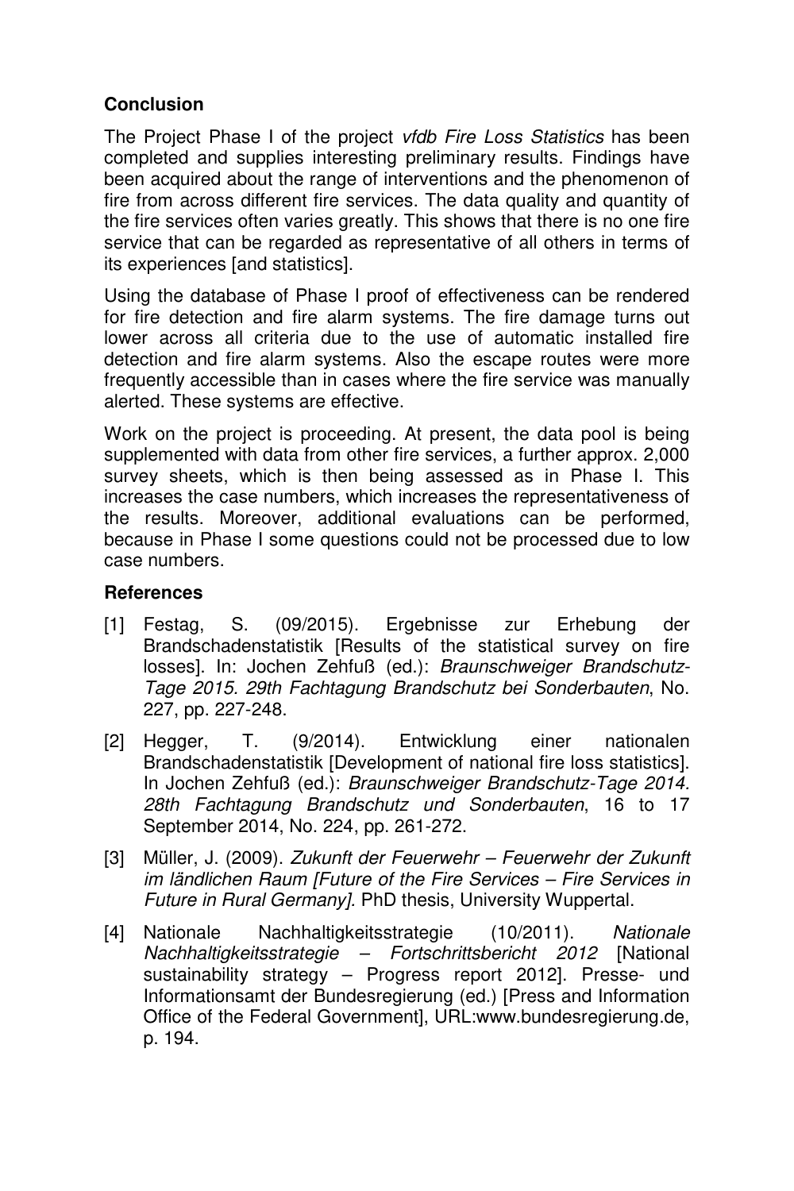## Conclusion

The Project Phase I of the project *vfdb Fire Loss Statistics* has been completed and supplies interesting preliminary results. Findings have been acquired about the range of interventions and the phenomenon of fire from across different fire services. The data quality and quantity of the fire services often varies greatly. This shows that there is no one fire service that can be regarded as representative of all others in terms of its experiences [and statistics].

Using the database of Phase I proof of effectiveness can be rendered for fire detection and fire alarm systems. The fire damage turns out lower across all criteria due to the use of automatic installed fire detection and fire alarm systems. Also the escape routes were more frequently accessible than in cases where the fire service was manually alerted. These systems are effective.

Work on the project is proceeding. At present, the data pool is being supplemented with data from other fire services, a further approx. 2,000 survey sheets, which is then being assessed as in Phase I. This increases the case numbers, which increases the representativeness of the results. Moreover, additional evaluations can be performed, because in Phase I some questions could not be processed due to low case numbers.

## References

[1] Festag, S. (09/2015). Ergebnisse zur Erhebung der Brandschadenstatistik [Results of the statistical survey on fire losses]. In: Jochen Zehfuß (ed.): *Braunschweiger Brandschutz-Tage 2015. 29th Fachtagung Brandschutz bei Sonderbauten*, No. 227, pp. 227-248.

[2] Hegger, T. (9/2014). Entwicklung einer nationalen Brandschadenstatistik [Development of national fire loss statistics]. In Jochen Zehfuß (ed.): *Braunschweiger Brandschutz-Tage 2014. 28th Fachtagung Brandschutz und Sonderbauten*, 16 to 17 September 2014, No. 224, pp. 261-272.

[3] Müller, J. (2009). *Zukunft der Feuerwehr – Feuerwehr der Zukunft im ländlichen Raum [Future of the Fire Services – Fire Services in Future in Rural Germany]*. PhD thesis, University Wuppertal.

[4] Nationale Nachhaltigkeitsstrategie (10/2011). *Nationale Nachhaltigkeitsstrategie – Fortschrittsbericht 2012* [National sustainability strategy – Progress report 2012]. Presse- und Informationsamt der Bundesregierung (ed.) [Press and Information Office of the Federal Government], URL:www.bundesregierung.de, p. 194.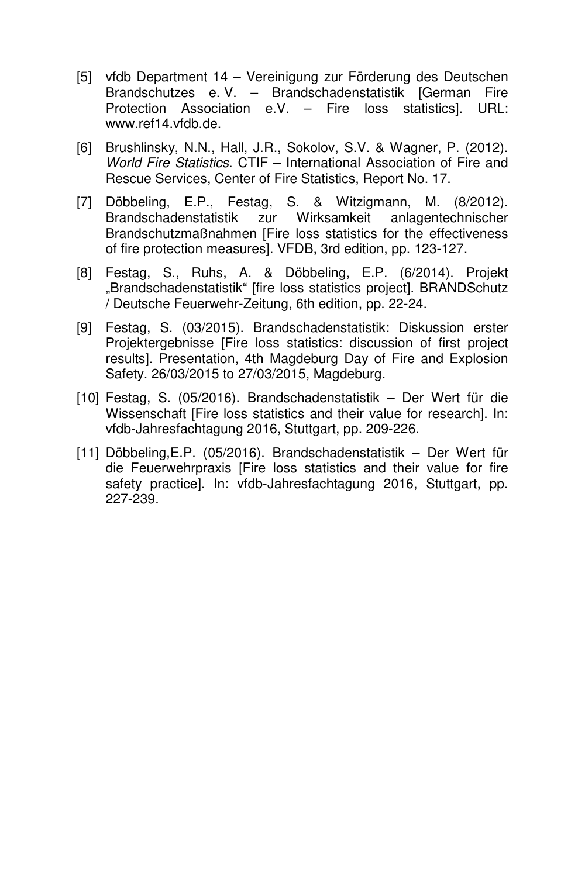[5] vfdb Department 14 – Vereinigung zur Förderung des Deutschen Brandschutzes e. V. – Brandschadenstatistik [German Fire Protection Association e.V. – Fire loss statistics]. URL: www.ref14.vfdb.de.

[6] Brushlinsky, N.N., Hall, J.R., Sokolov, S.V. & Wagner, P. (2012). *World Fire Statistics*. CTIF – International Association of Fire and Rescue Services, Center of Fire Statistics, Report No. 17.

[7] Döbbeling, E.P., Festag, S. & Witzigmann, M. (8/2012). Brandschadenstatistik zur Wirksamkeit anlagentechnischer Brandschutzmaßnahmen [Fire loss statistics for the effectiveness of fire protection measures]. VFDB, 3rd edition, pp. 123-127.

[8] Festag, S., Ruhs, A. & Döbbeling, E.P. (6/2014). Projekt „Brandschadenstatistik" [fire loss statistics project]. BRANDSchutz / Deutsche Feuerwehr-Zeitung, 6th edition, pp. 22-24.

[9] Festag, S. (03/2015). Brandschadenstatistik: Diskussion erster Projektergebnisse [Fire loss statistics: discussion of first project results]. Presentation, 4th Magdeburg Day of Fire and Explosion Safety. 26/03/2015 to 27/03/2015, Magdeburg.

[10] Festag, S. (05/2016). Brandschadenstatistik – Der Wert für die Wissenschaft [Fire loss statistics and their value for research]. In: vfdb-Jahresfachtagung 2016, Stuttgart, pp. 209-226.

[11] Döbbeling,E.P. (05/2016). Brandschadenstatistik – Der Wert für die Feuerwehrpraxis [Fire loss statistics and their value for fire safety practice]. In: vfdb-Jahresfachtagung 2016, Stuttgart, pp. 227-239.